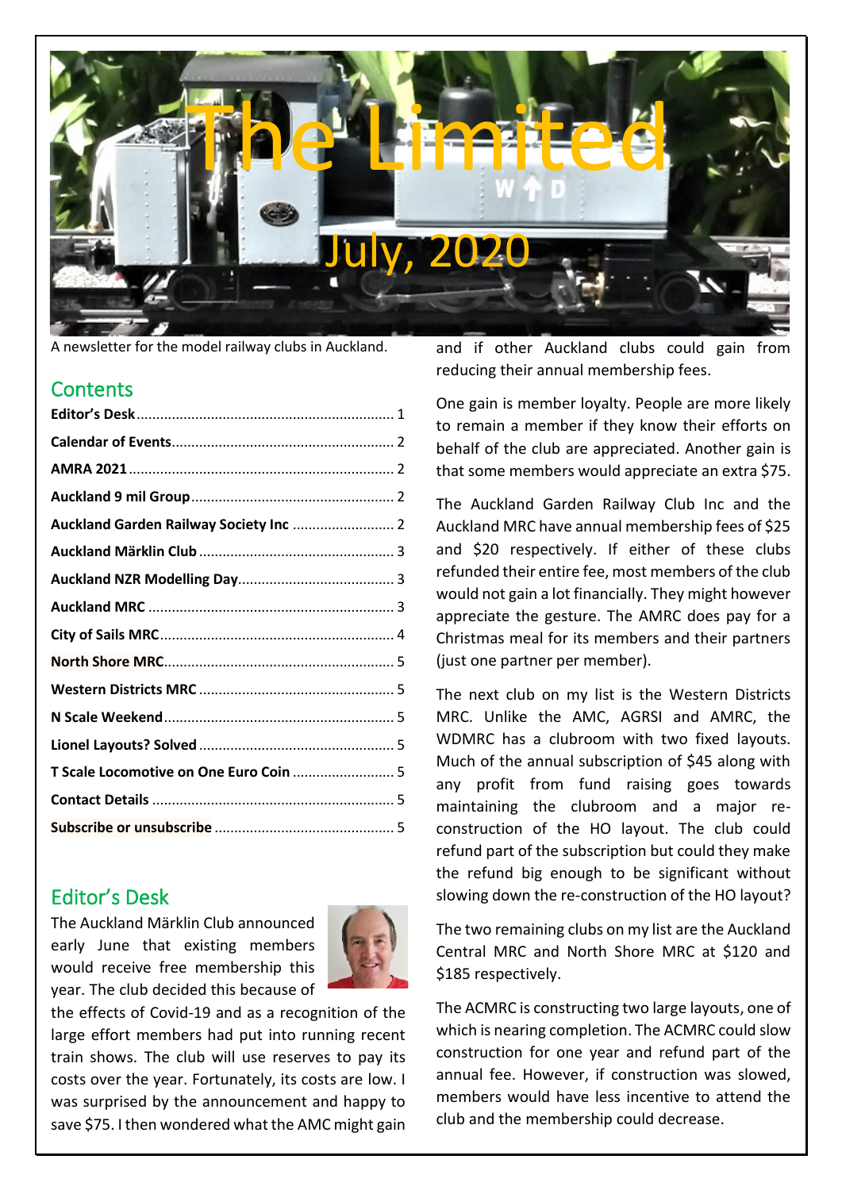# The Limited

## July, 2020

A newsletter for the model railway clubs in Auckland.

## Contents

| | |
|---|---|
| **Editor's Desk** | 1 |
| **Calendar of Events** | 2 |
| **AMRA 2021** | 2 |
| **Auckland 9 mil Group** | 2 |
| **Auckland Garden Railway Society Inc** | 2 |
| **Auckland Märklin Club** | 3 |
| **Auckland NZR Modelling Day** | 3 |
| **Auckland MRC** | 3 |
| **City of Sails MRC** | 4 |
| **North Shore MRC** | 5 |
| **Western Districts MRC** | 5 |
| **N Scale Weekend** | 5 |
| **Lionel Layouts? Solved** | 5 |
| **T Scale Locomotive on One Euro Coin** | 5 |
| **Contact Details** | 5 |
| **Subscribe or unsubscribe** | 5 |

## Editor's Desk

The Auckland Märklin Club announced early June that existing members would receive free membership this year. The club decided this because of the effects of Covid-19 and as a recognition of the large effort members had put into running recent train shows. The club will use reserves to pay its costs over the year. Fortunately, its costs are low. I was surprised by the announcement and happy to save $75. I then wondered what the AMC might gain and if other Auckland clubs could gain from reducing their annual membership fees.

One gain is member loyalty. People are more likely to remain a member if they know their efforts on behalf of the club are appreciated. Another gain is that some members would appreciate an extra $75.

The Auckland Garden Railway Club Inc and the Auckland MRC have annual membership fees of $25 and $20 respectively. If either of these clubs refunded their entire fee, most members of the club would not gain a lot financially. They might however appreciate the gesture. The AMRC does pay for a Christmas meal for its members and their partners (just one partner per member).

The next club on my list is the Western Districts MRC. Unlike the AMC, AGRSI and AMRC, the WDMRC has a clubroom with two fixed layouts. Much of the annual subscription of $45 along with any profit from fund raising goes towards maintaining the clubroom and a major re-construction of the HO layout. The club could refund part of the subscription but could they make the refund big enough to be significant without slowing down the re-construction of the HO layout?

The two remaining clubs on my list are the Auckland Central MRC and North Shore MRC at $120 and $185 respectively.

The ACMRC is constructing two large layouts, one of which is nearing completion. The ACMRC could slow construction for one year and refund part of the annual fee. However, if construction was slowed, members would have less incentive to attend the club and the membership could decrease.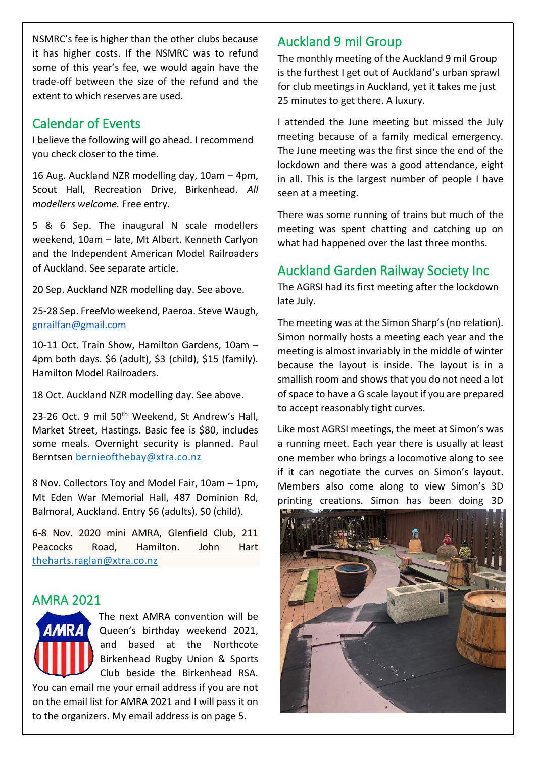NSMRC's fee is higher than the other clubs because it has higher costs. If the NSMRC was to refund some of this year's fee, we would again have the trade-off between the size of the refund and the extent to which reserves are used.

## Calendar of Events

I believe the following will go ahead. I recommend you check closer to the time.

16 Aug. Auckland NZR modelling day, 10am – 4pm, Scout Hall, Recreation Drive, Birkenhead. *All modellers welcome.* Free entry.

5 & 6 Sep. The inaugural N scale modellers weekend, 10am – late, Mt Albert. Kenneth Carlyon and the Independent American Model Railroaders of Auckland. See separate article.

20 Sep. Auckland NZR modelling day. See above.

25-28 Sep. FreeMo weekend, Paeroa. Steve Waugh, gnrailfan@gmail.com

10-11 Oct. Train Show, Hamilton Gardens, 10am – 4pm both days. $6 (adult), $3 (child), $15 (family). Hamilton Model Railroaders.

18 Oct. Auckland NZR modelling day. See above.

23-26 Oct. 9 mil 50th Weekend, St Andrew's Hall, Market Street, Hastings. Basic fee is $80, includes some meals. Overnight security is planned. Paul Berntsen bernieofthebay@xtra.co.nz

8 Nov. Collectors Toy and Model Fair, 10am – 1pm, Mt Eden War Memorial Hall, 487 Dominion Rd, Balmoral, Auckland. Entry $6 (adults), $0 (child).

6-8 Nov. 2020 mini AMRA, Glenfield Club, 211 Peacocks Road, Hamilton. John Hart theharts.raglan@xtra.co.nz

## AMRA 2021

The next AMRA convention will be Queen's birthday weekend 2021, and based at the Northcote Birkenhead Rugby Union & Sports Club beside the Birkenhead RSA. You can email me your email address if you are not on the email list for AMRA 2021 and I will pass it on to the organizers. My email address is on page 5.

## Auckland 9 mil Group

The monthly meeting of the Auckland 9 mil Group is the furthest I get out of Auckland's urban sprawl for club meetings in Auckland, yet it takes me just 25 minutes to get there. A luxury.

I attended the June meeting but missed the July meeting because of a family medical emergency. The June meeting was the first since the end of the lockdown and there was a good attendance, eight in all. This is the largest number of people I have seen at a meeting.

There was some running of trains but much of the meeting was spent chatting and catching up on what had happened over the last three months.

## Auckland Garden Railway Society Inc

The AGRSI had its first meeting after the lockdown late July.

The meeting was at the Simon Sharp's (no relation). Simon normally hosts a meeting each year and the meeting is almost invariably in the middle of winter because the layout is inside. The layout is in a smallish room and shows that you do not need a lot of space to have a G scale layout if you are prepared to accept reasonably tight curves.

Like most AGRSI meetings, the meet at Simon's was a running meet. Each year there is usually at least one member who brings a locomotive along to see if it can negotiate the curves on Simon's layout. Members also come along to view Simon's 3D printing creations. Simon has been doing 3D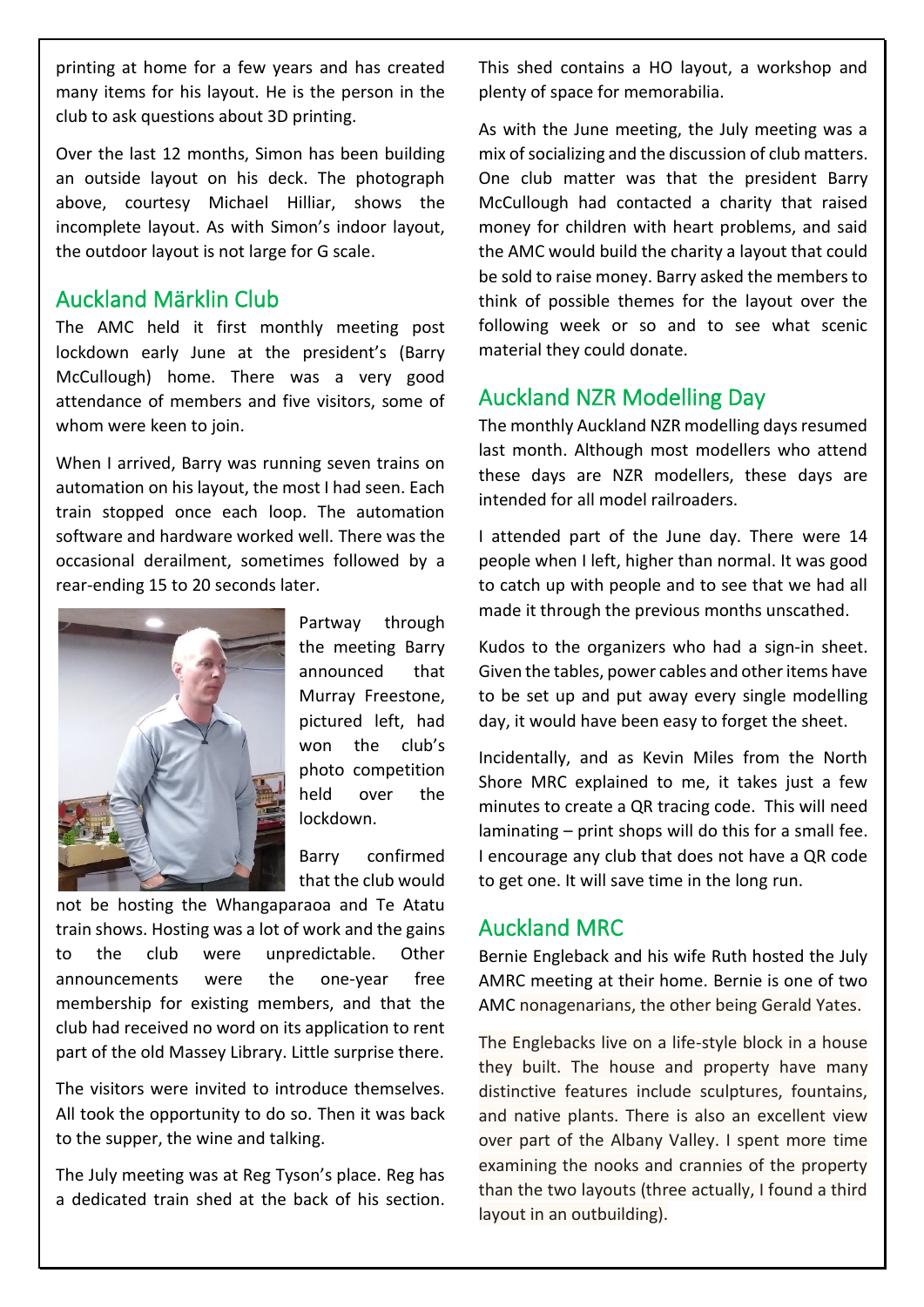printing at home for a few years and has created many items for his layout. He is the person in the club to ask questions about 3D printing.

Over the last 12 months, Simon has been building an outside layout on his deck. The photograph above, courtesy Michael Hilliar, shows the incomplete layout. As with Simon's indoor layout, the outdoor layout is not large for G scale.

## Auckland Märklin Club

The AMC held it first monthly meeting post lockdown early June at the president's (Barry McCullough) home. There was a very good attendance of members and five visitors, some of whom were keen to join.

When I arrived, Barry was running seven trains on automation on his layout, the most I had seen. Each train stopped once each loop. The automation software and hardware worked well. There was the occasional derailment, sometimes followed by a rear-ending 15 to 20 seconds later.

Partway through the meeting Barry announced that Murray Freestone, pictured left, had won the club's photo competition held over the lockdown.

Barry confirmed that the club would not be hosting the Whangaparaoa and Te Atatu train shows. Hosting was a lot of work and the gains to the club were unpredictable. Other announcements were the one-year free membership for existing members, and that the club had received no word on its application to rent part of the old Massey Library. Little surprise there.

The visitors were invited to introduce themselves. All took the opportunity to do so. Then it was back to the supper, the wine and talking.

The July meeting was at Reg Tyson's place. Reg has a dedicated train shed at the back of his section. This shed contains a HO layout, a workshop and plenty of space for memorabilia.

As with the June meeting, the July meeting was a mix of socializing and the discussion of club matters. One club matter was that the president Barry McCullough had contacted a charity that raised money for children with heart problems, and said the AMC would build the charity a layout that could be sold to raise money. Barry asked the members to think of possible themes for the layout over the following week or so and to see what scenic material they could donate.

## Auckland NZR Modelling Day

The monthly Auckland NZR modelling days resumed last month. Although most modellers who attend these days are NZR modellers, these days are intended for all model railroaders.

I attended part of the June day. There were 14 people when I left, higher than normal. It was good to catch up with people and to see that we had all made it through the previous months unscathed.

Kudos to the organizers who had a sign-in sheet. Given the tables, power cables and other items have to be set up and put away every single modelling day, it would have been easy to forget the sheet.

Incidentally, and as Kevin Miles from the North Shore MRC explained to me, it takes just a few minutes to create a QR tracing code. This will need laminating – print shops will do this for a small fee. I encourage any club that does not have a QR code to get one. It will save time in the long run.

## Auckland MRC

Bernie Engleback and his wife Ruth hosted the July AMRC meeting at their home. Bernie is one of two AMC nonagenarians, the other being Gerald Yates.

The Englebacks live on a life-style block in a house they built. The house and property have many distinctive features include sculptures, fountains, and native plants. There is also an excellent view over part of the Albany Valley. I spent more time examining the nooks and crannies of the property than the two layouts (three actually, I found a third layout in an outbuilding).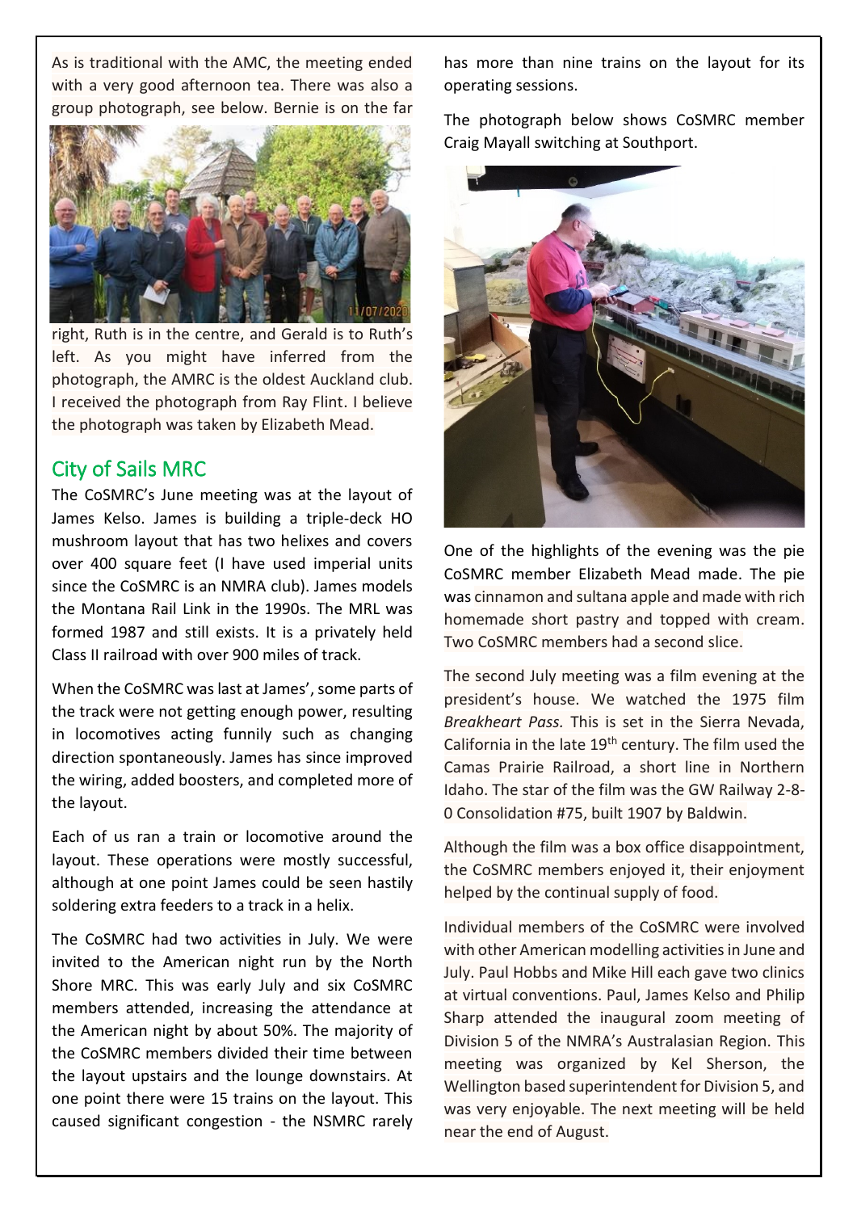As is traditional with the AMC, the meeting ended with a very good afternoon tea. There was also a group photograph, see below. Bernie is on the far right, Ruth is in the centre, and Gerald is to Ruth's left. As you might have inferred from the photograph, the AMRC is the oldest Auckland club. I received the photograph from Ray Flint. I believe the photograph was taken by Elizabeth Mead.

## City of Sails MRC

The CoSMRC's June meeting was at the layout of James Kelso. James is building a triple-deck HO mushroom layout that has two helixes and covers over 400 square feet (I have used imperial units since the CoSMRC is an NMRA club). James models the Montana Rail Link in the 1990s. The MRL was formed 1987 and still exists. It is a privately held Class II railroad with over 900 miles of track.

When the CoSMRC was last at James', some parts of the track were not getting enough power, resulting in locomotives acting funnily such as changing direction spontaneously. James has since improved the wiring, added boosters, and completed more of the layout.

Each of us ran a train or locomotive around the layout. These operations were mostly successful, although at one point James could be seen hastily soldering extra feeders to a track in a helix.

The CoSMRC had two activities in July. We were invited to the American night run by the North Shore MRC. This was early July and six CoSMRC members attended, increasing the attendance at the American night by about 50%. The majority of the CoSMRC members divided their time between the layout upstairs and the lounge downstairs. At one point there were 15 trains on the layout. This caused significant congestion - the NSMRC rarely has more than nine trains on the layout for its operating sessions.

The photograph below shows CoSMRC member Craig Mayall switching at Southport.

One of the highlights of the evening was the pie CoSMRC member Elizabeth Mead made. The pie was cinnamon and sultana apple and made with rich homemade short pastry and topped with cream. Two CoSMRC members had a second slice.

The second July meeting was a film evening at the president's house. We watched the 1975 film *Breakheart Pass.* This is set in the Sierra Nevada, California in the late 19th century. The film used the Camas Prairie Railroad, a short line in Northern Idaho. The star of the film was the GW Railway 2-8-0 Consolidation #75, built 1907 by Baldwin.

Although the film was a box office disappointment, the CoSMRC members enjoyed it, their enjoyment helped by the continual supply of food.

Individual members of the CoSMRC were involved with other American modelling activities in June and July. Paul Hobbs and Mike Hill each gave two clinics at virtual conventions. Paul, James Kelso and Philip Sharp attended the inaugural zoom meeting of Division 5 of the NMRA's Australasian Region. This meeting was organized by Kel Sherson, the Wellington based superintendent for Division 5, and was very enjoyable. The next meeting will be held near the end of August.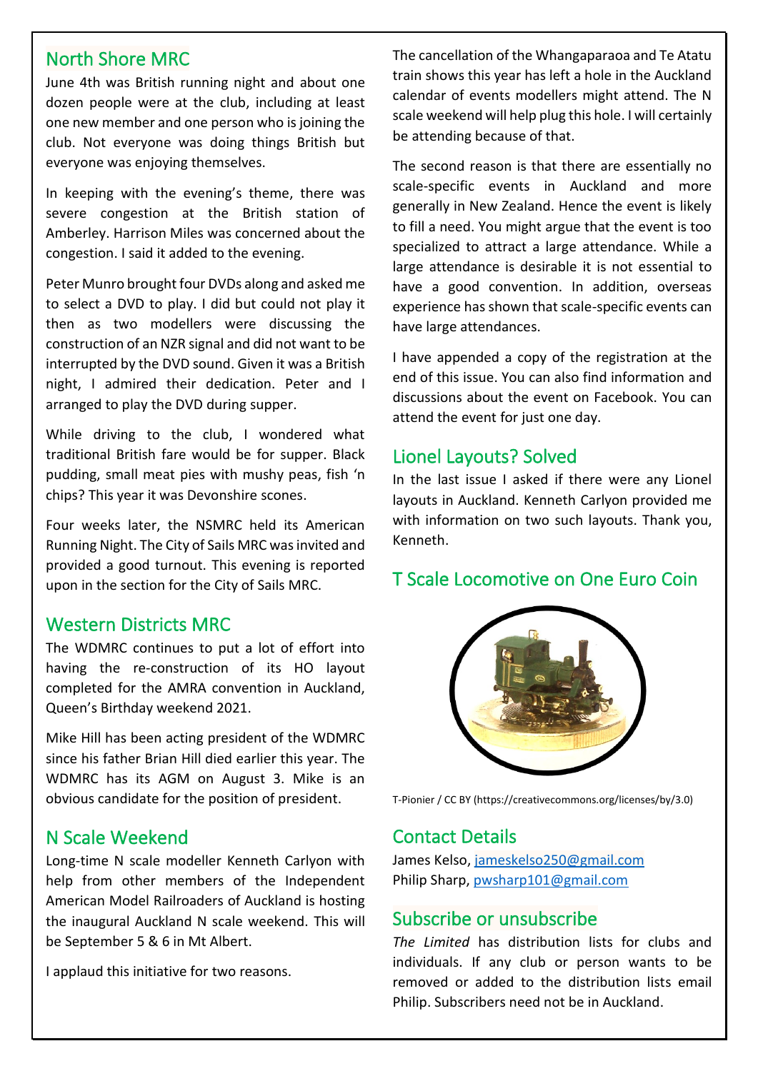## North Shore MRC

June 4th was British running night and about one dozen people were at the club, including at least one new member and one person who is joining the club. Not everyone was doing things British but everyone was enjoying themselves.

In keeping with the evening's theme, there was severe congestion at the British station of Amberley. Harrison Miles was concerned about the congestion. I said it added to the evening.

Peter Munro brought four DVDs along and asked me to select a DVD to play. I did but could not play it then as two modellers were discussing the construction of an NZR signal and did not want to be interrupted by the DVD sound. Given it was a British night, I admired their dedication. Peter and I arranged to play the DVD during supper.

While driving to the club, I wondered what traditional British fare would be for supper. Black pudding, small meat pies with mushy peas, fish 'n chips? This year it was Devonshire scones.

Four weeks later, the NSMRC held its American Running Night. The City of Sails MRC was invited and provided a good turnout. This evening is reported upon in the section for the City of Sails MRC.

## Western Districts MRC

The WDMRC continues to put a lot of effort into having the re-construction of its HO layout completed for the AMRA convention in Auckland, Queen's Birthday weekend 2021.

Mike Hill has been acting president of the WDMRC since his father Brian Hill died earlier this year. The WDMRC has its AGM on August 3. Mike is an obvious candidate for the position of president.

## N Scale Weekend

Long-time N scale modeller Kenneth Carlyon with help from other members of the Independent American Model Railroaders of Auckland is hosting the inaugural Auckland N scale weekend. This will be September 5 & 6 in Mt Albert.

I applaud this initiative for two reasons.

The cancellation of the Whangaparaoa and Te Atatu train shows this year has left a hole in the Auckland calendar of events modellers might attend. The N scale weekend will help plug this hole. I will certainly be attending because of that.

The second reason is that there are essentially no scale-specific events in Auckland and more generally in New Zealand. Hence the event is likely to fill a need. You might argue that the event is too specialized to attract a large attendance. While a large attendance is desirable it is not essential to have a good convention. In addition, overseas experience has shown that scale-specific events can have large attendances.

I have appended a copy of the registration at the end of this issue. You can also find information and discussions about the event on Facebook. You can attend the event for just one day.

## Lionel Layouts? Solved

In the last issue I asked if there were any Lionel layouts in Auckland. Kenneth Carlyon provided me with information on two such layouts. Thank you, Kenneth.

## T Scale Locomotive on One Euro Coin

T-Pionier / CC BY (https://creativecommons.org/licenses/by/3.0)

## Contact Details

James Kelso, jameskelso250@gmail.com
Philip Sharp, pwsharp101@gmail.com

## Subscribe or unsubscribe

*The Limited* has distribution lists for clubs and individuals. If any club or person wants to be removed or added to the distribution lists email Philip. Subscribers need not be in Auckland.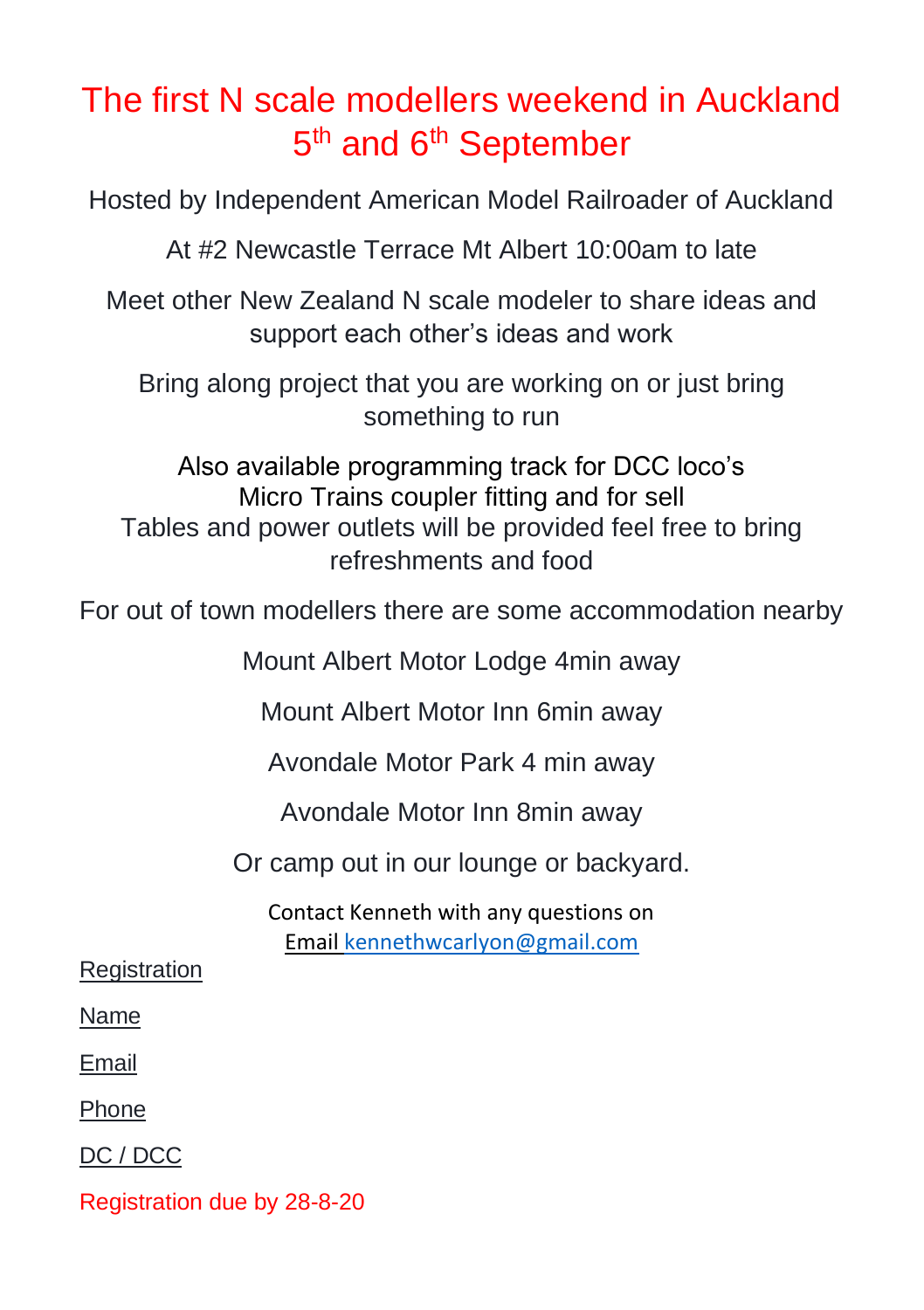# The first N scale modellers weekend in Auckland 5th and 6th September

Hosted by Independent American Model Railroader of Auckland

At #2 Newcastle Terrace Mt Albert 10:00am to late

Meet other New Zealand N scale modeler to share ideas and support each other's ideas and work

Bring along project that you are working on or just bring something to run

Also available programming track for DCC loco's
Micro Trains coupler fitting and for sell
Tables and power outlets will be provided feel free to bring refreshments and food

For out of town modellers there are some accommodation nearby

Mount Albert Motor Lodge 4min away

Mount Albert Motor Inn 6min away

Avondale Motor Park 4 min away

Avondale Motor Inn 8min away

Or camp out in our lounge or backyard.

Contact Kenneth with any questions on
Email kennethwcarlyon@gmail.com

Registration

Name

Email

Phone

DC / DCC

Registration due by 28-8-20